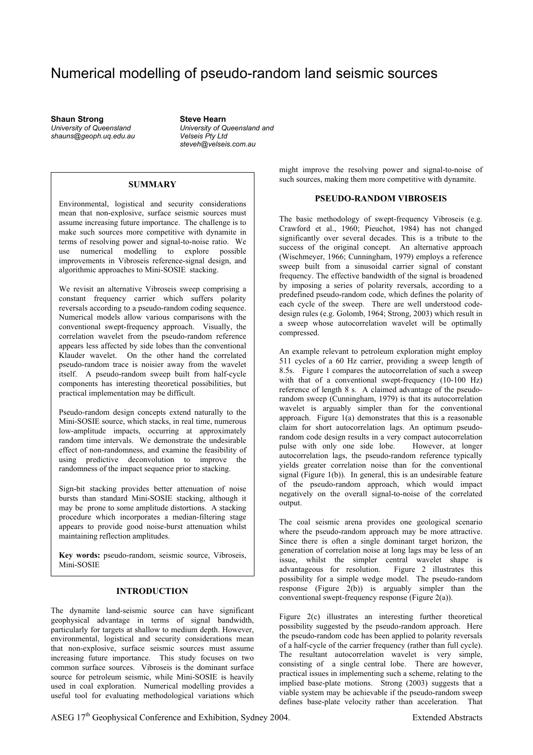# Numerical modelling of pseudo-random land seismic sources

**Shaun Strong**
*University of Queensland*
*shauns@geoph.uq.edu.au*

**Steve Hearn**
*University of Queensland and*
*Velseis Pty Ltd*
*steveh@velseis.com.au*

## SUMMARY

Environmental, logistical and security considerations mean that non-explosive, surface seismic sources must assume increasing future importance. The challenge is to make such sources more competitive with dynamite in terms of resolving power and signal-to-noise ratio. We use numerical modelling to explore possible improvements in Vibroseis reference-signal design, and algorithmic approaches to Mini-SOSIE stacking.

We revisit an alternative Vibroseis sweep comprising a constant frequency carrier which suffers polarity reversals according to a pseudo-random coding sequence. Numerical models allow various comparisons with the conventional swept-frequency approach. Visually, the correlation wavelet from the pseudo-random reference appears less affected by side lobes than the conventional Klauder wavelet. On the other hand the correlated pseudo-random trace is noisier away from the wavelet itself. A pseudo-random sweep built from half-cycle components has interesting theoretical possibilities, but practical implementation may be difficult.

Pseudo-random design concepts extend naturally to the Mini-SOSIE source, which stacks, in real time, numerous low-amplitude impacts, occurring at approximately random time intervals. We demonstrate the undesirable effect of non-randomness, and examine the feasibility of using predictive deconvolution to improve the randomness of the impact sequence prior to stacking.

Sign-bit stacking provides better attenuation of noise bursts than standard Mini-SOSIE stacking, although it may be prone to some amplitude distortions. A stacking procedure which incorporates a median-filtering stage appears to provide good noise-burst attenuation whilst maintaining reflection amplitudes.

**Key words:** pseudo-random, seismic source, Vibroseis, Mini-SOSIE

## INTRODUCTION

The dynamite land-seismic source can have significant geophysical advantage in terms of signal bandwidth, particularly for targets at shallow to medium depth. However, environmental, logistical and security considerations mean that non-explosive, surface seismic sources must assume increasing future importance. This study focuses on two common surface sources. Vibroseis is the dominant surface source for petroleum seismic, while Mini-SOSIE is heavily used in coal exploration. Numerical modelling provides a useful tool for evaluating methodological variations which might improve the resolving power and signal-to-noise of such sources, making them more competitive with dynamite.

## PSEUDO-RANDOM VIBROSEIS

The basic methodology of swept-frequency Vibroseis (e.g. Crawford et al., 1960; Pieuchot, 1984) has not changed significantly over several decades. This is a tribute to the success of the original concept. An alternative approach (Wischmeyer, 1966; Cunningham, 1979) employs a reference sweep built from a sinusoidal carrier signal of constant frequency. The effective bandwidth of the signal is broadened by imposing a series of polarity reversals, according to a predefined pseudo-random code, which defines the polarity of each cycle of the sweep. There are well understood code-design rules (e.g. Golomb, 1964; Strong, 2003) which result in a sweep whose autocorrelation wavelet will be optimally compressed.

An example relevant to petroleum exploration might employ 511 cycles of a 60 Hz carrier, providing a sweep length of 8.5s. Figure 1 compares the autocorrelation of such a sweep with that of a conventional swept-frequency (10-100 Hz) reference of length 8 s. A claimed advantage of the pseudo-random sweep (Cunningham, 1979) is that its autocorrelation wavelet is arguably simpler than for the conventional approach. Figure 1(a) demonstrates that this is a reasonable claim for short autocorrelation lags. An optimum pseudo-random code design results in a very compact autocorrelation pulse with only one side lobe. However, at longer autocorrelation lags, the pseudo-random reference typically yields greater correlation noise than for the conventional signal (Figure 1(b)). In general, this is an undesirable feature of the pseudo-random approach, which would impact negatively on the overall signal-to-noise of the correlated output.

The coal seismic arena provides one geological scenario where the pseudo-random approach may be more attractive. Since there is often a single dominant target horizon, the generation of correlation noise at long lags may be less of an issue, whilst the simpler central wavelet shape is advantageous for resolution. Figure 2 illustrates this possibility for a simple wedge model. The pseudo-random response (Figure 2(b)) is arguably simpler than the conventional swept-frequency response (Figure 2(a)).

Figure 2(c) illustrates an interesting further theoretical possibility suggested by the pseudo-random approach. Here the pseudo-random code has been applied to polarity reversals of a half-cycle of the carrier frequency (rather than full cycle). The resultant autocorrelation wavelet is very simple, consisting of a single central lobe. There are however, practical issues in implementing such a scheme, relating to the implied base-plate motions. Strong (2003) suggests that a viable system may be achievable if the pseudo-random sweep defines base-plate velocity rather than acceleration. That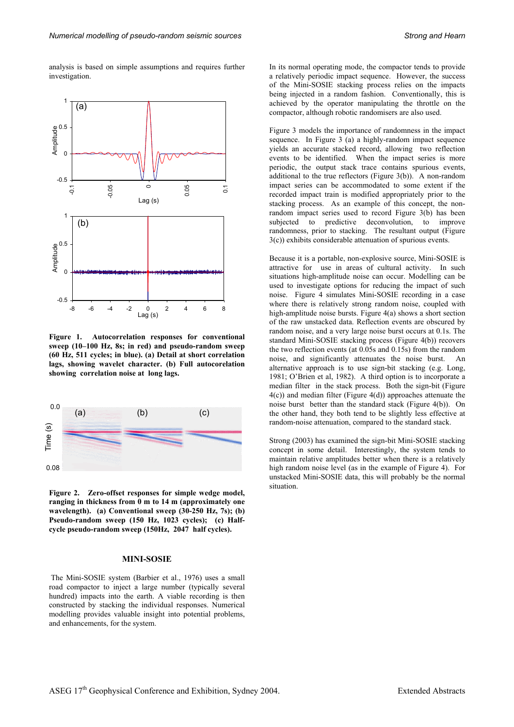analysis is based on simple assumptions and requires further investigation.

**Figure 1. Autocorrelation responses for conventional sweep (10–100 Hz, 8s; in red) and pseudo-random sweep (60 Hz, 511 cycles; in blue). (a) Detail at short correlation lags, showing wavelet character. (b) Full autocorelation showing correlation noise at long lags.**

**Figure 2. Zero-offset responses for simple wedge model, ranging in thickness from 0 m to 14 m (approximately one wavelength). (a) Conventional sweep (30-250 Hz, 7s); (b) Pseudo-random sweep (150 Hz, 1023 cycles); (c) Half-cycle pseudo-random sweep (150Hz, 2047 half cycles).**

## MINI-SOSIE

The Mini-SOSIE system (Barbier et al., 1976) uses a small road compactor to inject a large number (typically several hundred) impacts into the earth. A viable recording is then constructed by stacking the individual responses. Numerical modelling provides valuable insight into potential problems, and enhancements, for the system.

In its normal operating mode, the compactor tends to provide a relatively periodic impact sequence. However, the success of the Mini-SOSIE stacking process relies on the impacts being injected in a random fashion. Conventionally, this is achieved by the operator manipulating the throttle on the compactor, although robotic randomisers are also used.

Figure 3 models the importance of randomness in the impact sequence. In Figure 3 (a) a highly-random impact sequence yields an accurate stacked record, allowing two reflection events to be identified. When the impact series is more periodic, the output stack trace contains spurious events, additional to the true reflectors (Figure 3(b)). A non-random impact series can be accommodated to some extent if the recorded impact train is modified appropriately prior to the stacking process. As an example of this concept, the non-random impact series used to record Figure 3(b) has been subjected to predictive deconvolution, to improve randomness, prior to stacking. The resultant output (Figure 3(c)) exhibits considerable attenuation of spurious events.

Because it is a portable, non-explosive source, Mini-SOSIE is attractive for use in areas of cultural activity. In such situations high-amplitude noise can occur. Modelling can be used to investigate options for reducing the impact of such noise. Figure 4 simulates Mini-SOSIE recording in a case where there is relatively strong random noise, coupled with high-amplitude noise bursts. Figure 4(a) shows a short section of the raw unstacked data. Reflection events are obscured by random noise, and a very large noise burst occurs at 0.1s. The standard Mini-SOSIE stacking process (Figure 4(b)) recovers the two reflection events (at 0.05s and 0.15s) from the random noise, and significantly attenuates the noise burst. An alternative approach is to use sign-bit stacking (e.g. Long, 1981; O'Brien et al, 1982). A third option is to incorporate a median filter in the stack process. Both the sign-bit (Figure 4(c)) and median filter (Figure 4(d)) approaches attenuate the noise burst better than the standard stack (Figure 4(b)). On the other hand, they both tend to be slightly less effective at random-noise attenuation, compared to the standard stack.

Strong (2003) has examined the sign-bit Mini-SOSIE stacking concept in some detail. Interestingly, the system tends to maintain relative amplitudes better when there is a relatively high random noise level (as in the example of Figure 4). For unstacked Mini-SOSIE data, this will probably be the normal situation.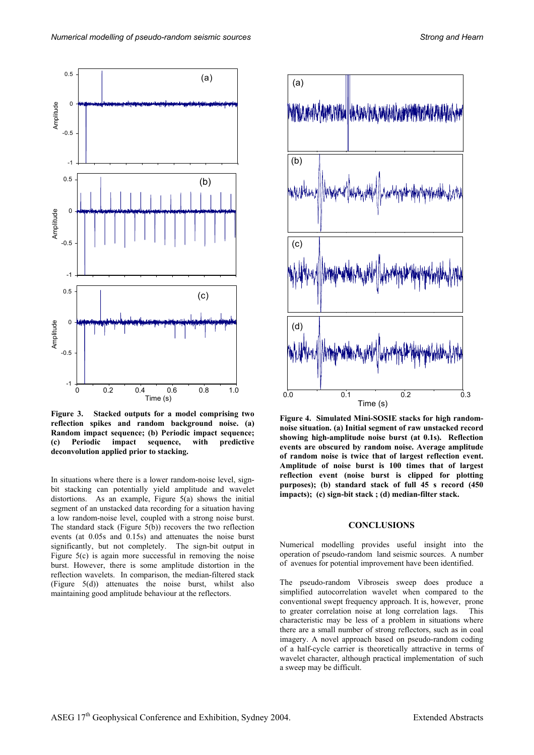**Figure 3. Stacked outputs for a model comprising two reflection spikes and random background noise. (a) Random impact sequence; (b) Periodic impact sequence; (c) Periodic impact sequence, with predictive deconvolution applied prior to stacking.**

In situations where there is a lower random-noise level, sign-bit stacking can potentially yield amplitude and wavelet distortions. As an example, Figure 5(a) shows the initial segment of an unstacked data recording for a situation having a low random-noise level, coupled with a strong noise burst. The standard stack (Figure 5(b)) recovers the two reflection events (at 0.05s and 0.15s) and attenuates the noise burst significantly, but not completely. The sign-bit output in Figure 5(c) is again more successful in removing the noise burst. However, there is some amplitude distortion in the reflection wavelets. In comparison, the median-filtered stack (Figure 5(d)) attenuates the noise burst, whilst also maintaining good amplitude behaviour at the reflectors.

**Figure 4. Simulated Mini-SOSIE stacks for high random-noise situation. (a) Initial segment of raw unstacked record showing high-amplitude noise burst (at 0.1s). Reflection events are obscured by random noise. Average amplitude of random noise is twice that of largest reflection event. Amplitude of noise burst is 100 times that of largest reflection event (noise burst is clipped for plotting purposes); (b) standard stack of full 45 s record (450 impacts); (c) sign-bit stack ; (d) median-filter stack.**

## CONCLUSIONS

Numerical modelling provides useful insight into the operation of pseudo-random land seismic sources. A number of avenues for potential improvement have been identified.

The pseudo-random Vibroseis sweep does produce a simplified autocorrelation wavelet when compared to the conventional swept frequency approach. It is, however, prone to greater correlation noise at long correlation lags. This characteristic may be less of a problem in situations where there are a small number of strong reflectors, such as in coal imagery. A novel approach based on pseudo-random coding of a half-cycle carrier is theoretically attractive in terms of wavelet character, although practical implementation of such a sweep may be difficult.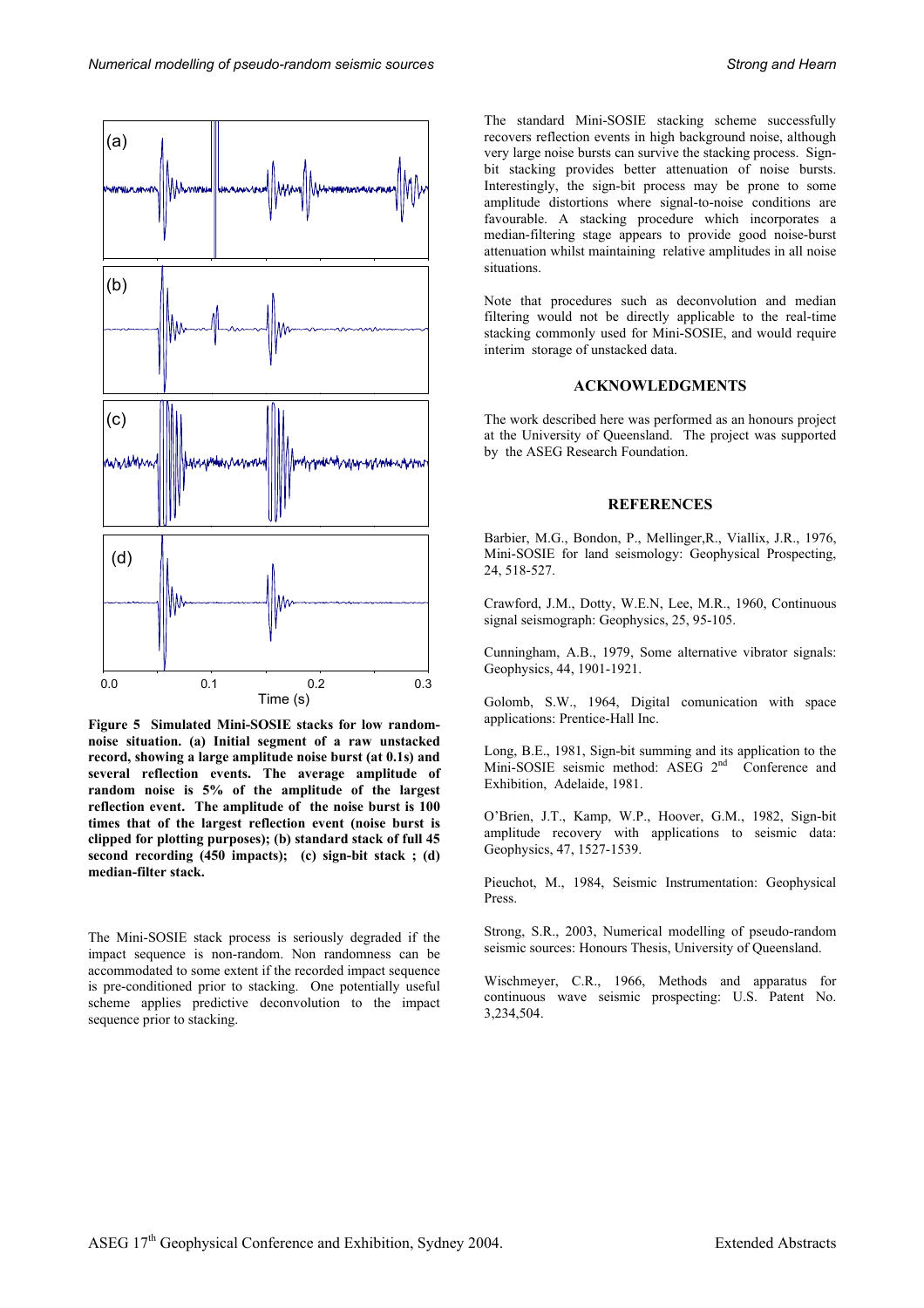(a)

(b)

(c)

(d)

0.0 0.1 0.2 0.3

Time (s)

**Figure 5 Simulated Mini-SOSIE stacks for low random-noise situation. (a) Initial segment of a raw unstacked record, showing a large amplitude noise burst (at 0.1s) and several reflection events. The average amplitude of random noise is 5% of the amplitude of the largest reflection event. The amplitude of the noise burst is 100 times that of the largest reflection event (noise burst is clipped for plotting purposes); (b) standard stack of full 45 second recording (450 impacts); (c) sign-bit stack ; (d) median-filter stack.**

The Mini-SOSIE stack process is seriously degraded if the impact sequence is non-random. Non randomness can be accommodated to some extent if the recorded impact sequence is pre-conditioned prior to stacking. One potentially useful scheme applies predictive deconvolution to the impact sequence prior to stacking.

The standard Mini-SOSIE stacking scheme successfully recovers reflection events in high background noise, although very large noise bursts can survive the stacking process. Sign-bit stacking provides better attenuation of noise bursts. Interestingly, the sign-bit process may be prone to some amplitude distortions where signal-to-noise conditions are favourable. A stacking procedure which incorporates a median-filtering stage appears to provide good noise-burst attenuation whilst maintaining relative amplitudes in all noise situations.

Note that procedures such as deconvolution and median filtering would not be directly applicable to the real-time stacking commonly used for Mini-SOSIE, and would require interim storage of unstacked data.

## ACKNOWLEDGMENTS

The work described here was performed as an honours project at the University of Queensland. The project was supported by the ASEG Research Foundation.

## REFERENCES

Barbier, M.G., Bondon, P., Mellinger,R., Viallix, J.R., 1976, Mini-SOSIE for land seismology: Geophysical Prospecting, 24, 518-527.

Crawford, J.M., Dotty, W.E.N, Lee, M.R., 1960, Continuous signal seismograph: Geophysics, 25, 95-105.

Cunningham, A.B., 1979, Some alternative vibrator signals: Geophysics, 44, 1901-1921.

Golomb, S.W., 1964, Digital comunication with space applications: Prentice-Hall Inc.

Long, B.E., 1981, Sign-bit summing and its application to the Mini-SOSIE seismic method: ASEG 2nd Conference and Exhibition, Adelaide, 1981.

O'Brien, J.T., Kamp, W.P., Hoover, G.M., 1982, Sign-bit amplitude recovery with applications to seismic data: Geophysics, 47, 1527-1539.

Pieuchot, M., 1984, Seismic Instrumentation: Geophysical Press.

Strong, S.R., 2003, Numerical modelling of pseudo-random seismic sources: Honours Thesis, University of Queensland.

Wischmeyer, C.R., 1966, Methods and apparatus for continuous wave seismic prospecting: U.S. Patent No. 3,234,504.